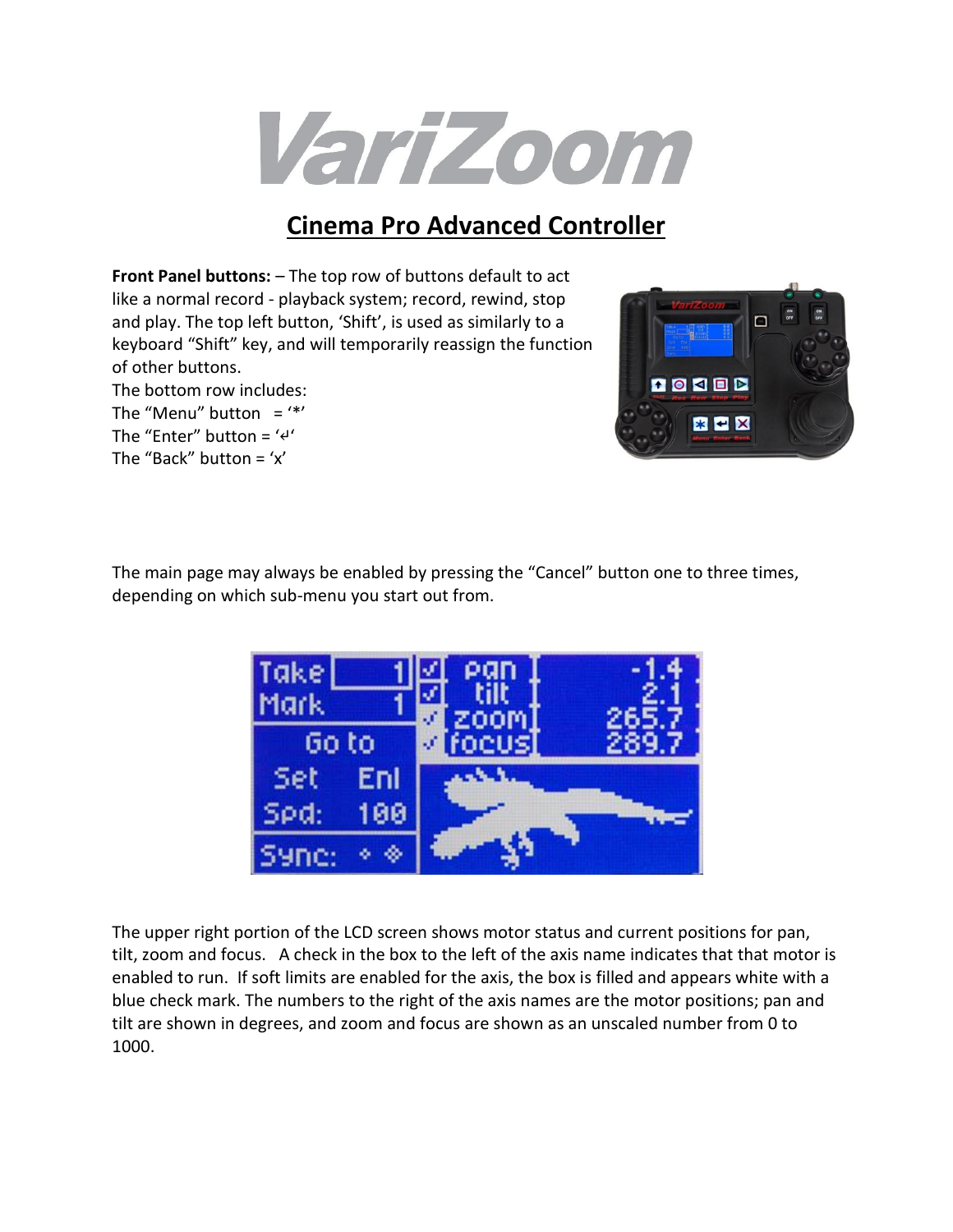# VariZoom

## Cinema Pro Advanced Controller

**Front Panel buttons:** – The top row of buttons default to act like a normal record - playback system; record, rewind, stop and play. The top left button, 'Shift', is used as similarly to a keyboard "Shift" key, and will temporarily reassign the function of other buttons.

The bottom row includes:
The "Menu" button = '*'
The "Enter" button = '↵'
The "Back" button = 'x'

The main page may always be enabled by pressing the "Cancel" button one to three times, depending on which sub-menu you start out from.

The upper right portion of the LCD screen shows motor status and current positions for pan, tilt, zoom and focus. A check in the box to the left of the axis name indicates that that motor is enabled to run. If soft limits are enabled for the axis, the box is filled and appears white with a blue check mark. The numbers to the right of the axis names are the motor positions; pan and tilt are shown in degrees, and zoom and focus are shown as an unscaled number from 0 to 1000.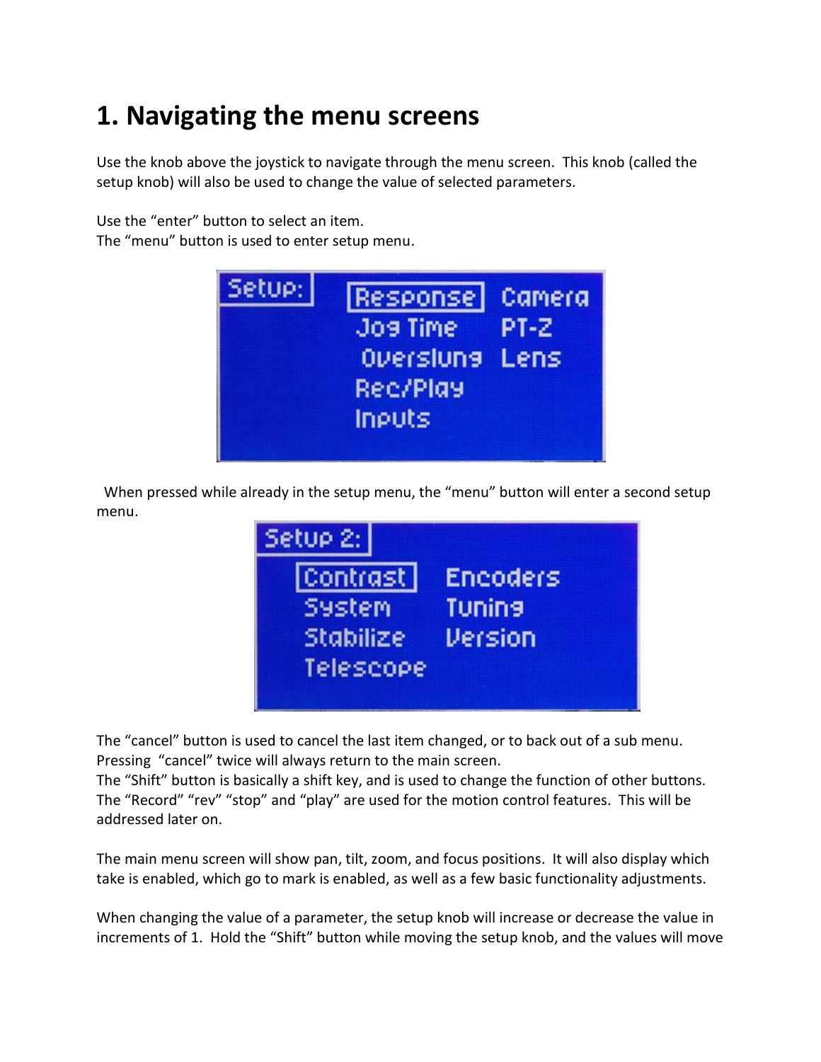# 1. Navigating the menu screens

Use the knob above the joystick to navigate through the menu screen. This knob (called the setup knob) will also be used to change the value of selected parameters.

Use the "enter" button to select an item.
The "menu" button is used to enter setup menu.

When pressed while already in the setup menu, the "menu" button will enter a second setup menu.

The "cancel" button is used to cancel the last item changed, or to back out of a sub menu. Pressing "cancel" twice will always return to the main screen.
The "Shift" button is basically a shift key, and is used to change the function of other buttons.
The "Record" "rev" "stop" and "play" are used for the motion control features. This will be addressed later on.

The main menu screen will show pan, tilt, zoom, and focus positions. It will also display which take is enabled, which go to mark is enabled, as well as a few basic functionality adjustments.

When changing the value of a parameter, the setup knob will increase or decrease the value in increments of 1. Hold the "Shift" button while moving the setup knob, and the values will move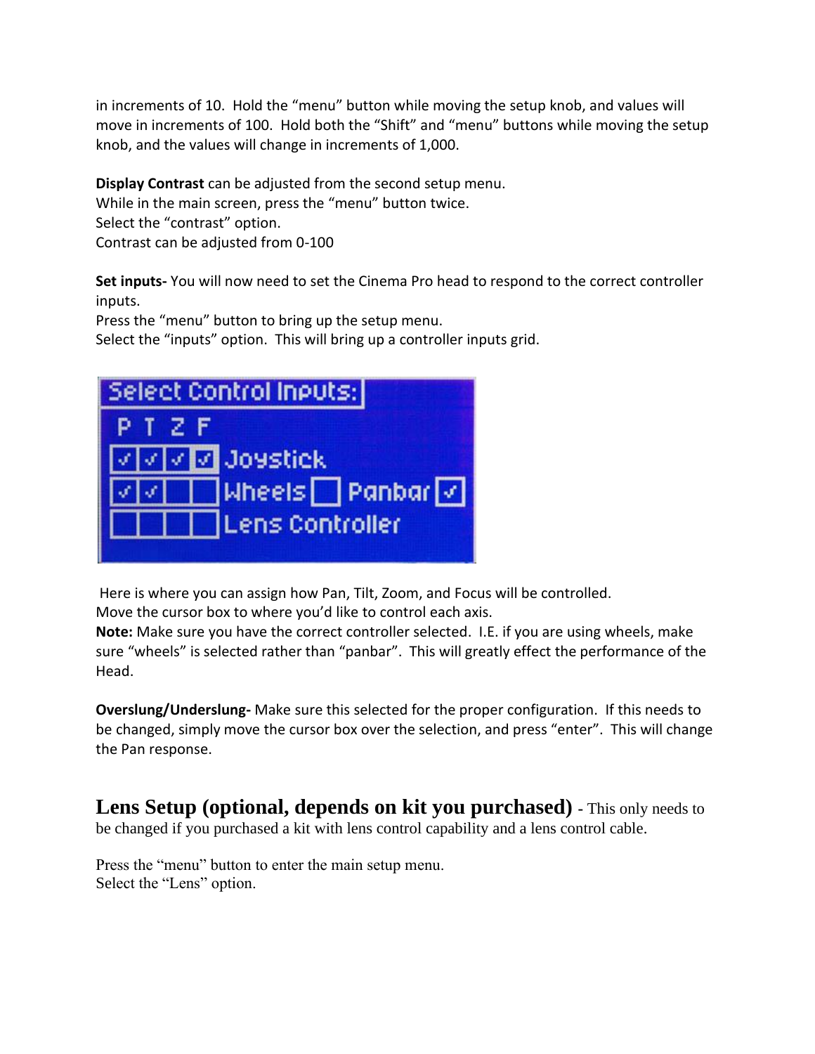in increments of 10. Hold the "menu" button while moving the setup knob, and values will move in increments of 100. Hold both the "Shift" and "menu" buttons while moving the setup knob, and the values will change in increments of 1,000.

**Display Contrast** can be adjusted from the second setup menu.
While in the main screen, press the "menu" button twice.
Select the "contrast" option.
Contrast can be adjusted from 0-100

**Set inputs-** You will now need to set the Cinema Pro head to respond to the correct controller inputs.
Press the "menu" button to bring up the setup menu.
Select the "inputs" option. This will bring up a controller inputs grid.

Here is where you can assign how Pan, Tilt, Zoom, and Focus will be controlled.
Move the cursor box to where you'd like to control each axis.
**Note:** Make sure you have the correct controller selected. I.E. if you are using wheels, make sure "wheels" is selected rather than "panbar". This will greatly effect the performance of the Head.

**Overslung/Underslung-** Make sure this selected for the proper configuration. If this needs to be changed, simply move the cursor box over the selection, and press "enter". This will change the Pan response.

## Lens Setup (optional, depends on kit you purchased) - This only needs to be changed if you purchased a kit with lens control capability and a lens control cable.

Press the "menu" button to enter the main setup menu.
Select the "Lens" option.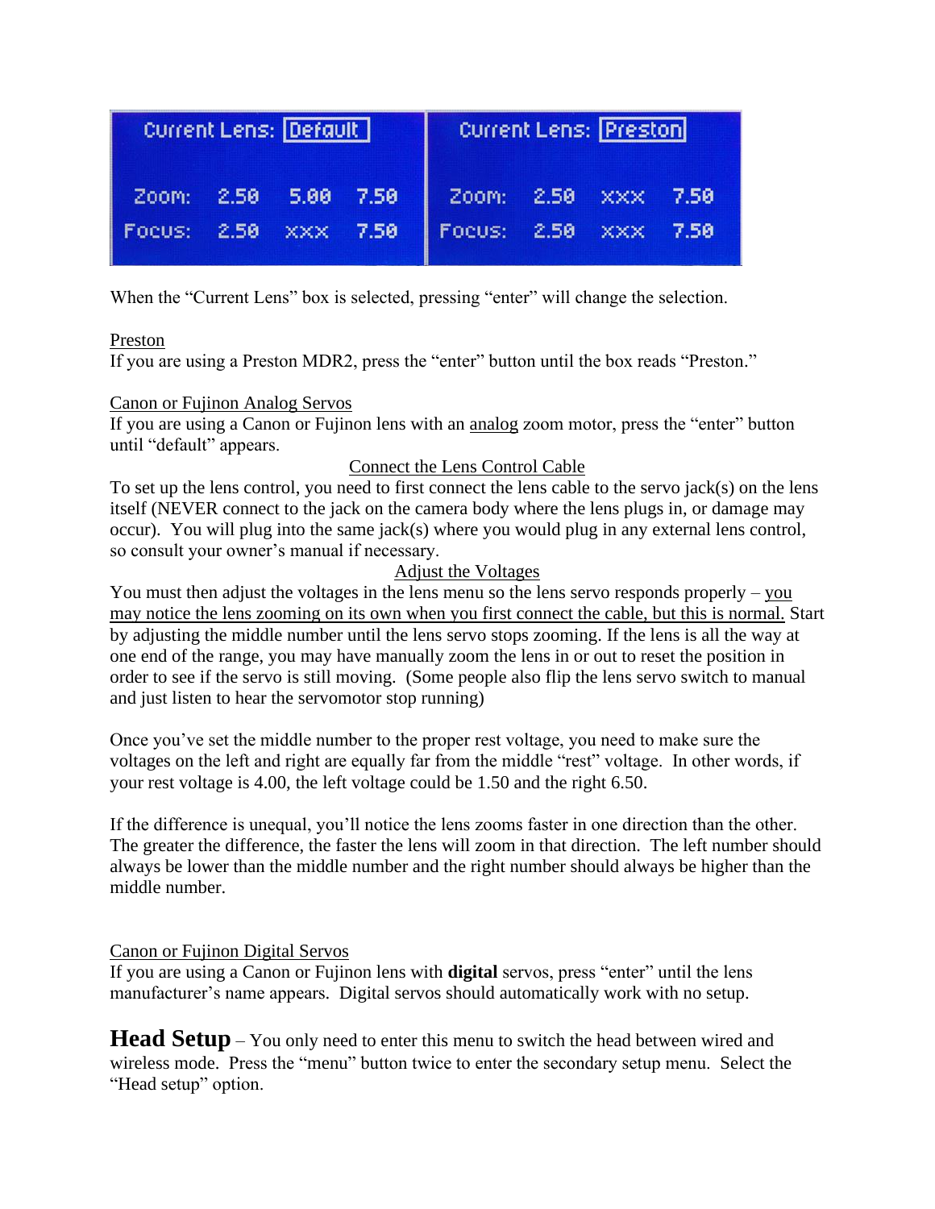| Current Lens: | Default | | |
| --- | --- | --- | --- |
| Zoom: | 2.50 | 5.00 | 7.50 |
| Focus: | 2.50 | xxx | 7.50 |

| Current Lens: | Preston | | |
| --- | --- | --- | --- |
| Zoom: | 2.50 | xxx | 7.50 |
| Focus: | 2.50 | xxx | 7.50 |

When the “Current Lens” box is selected, pressing “enter” will change the selection.

Preston

If you are using a Preston MDR2, press the “enter” button until the box reads “Preston.”

Canon or Fujinon Analog Servos

If you are using a Canon or Fujinon lens with an analog zoom motor, press the “enter” button until “default” appears.

### Connect the Lens Control Cable

To set up the lens control, you need to first connect the lens cable to the servo jack(s) on the lens itself (NEVER connect to the jack on the camera body where the lens plugs in, or damage may occur). You will plug into the same jack(s) where you would plug in any external lens control, so consult your owner’s manual if necessary.

### Adjust the Voltages

You must then adjust the voltages in the lens menu so the lens servo responds properly – you may notice the lens zooming on its own when you first connect the cable, but this is normal. Start by adjusting the middle number until the lens servo stops zooming. If the lens is all the way at one end of the range, you may have manually zoom the lens in or out to reset the position in order to see if the servo is still moving. (Some people also flip the lens servo switch to manual and just listen to hear the servomotor stop running)

Once you’ve set the middle number to the proper rest voltage, you need to make sure the voltages on the left and right are equally far from the middle “rest” voltage. In other words, if your rest voltage is 4.00, the left voltage could be 1.50 and the right 6.50.

If the difference is unequal, you’ll notice the lens zooms faster in one direction than the other. The greater the difference, the faster the lens will zoom in that direction. The left number should always be lower than the middle number and the right number should always be higher than the middle number.

Canon or Fujinon Digital Servos

If you are using a Canon or Fujinon lens with **digital** servos, press “enter” until the lens manufacturer’s name appears. Digital servos should automatically work with no setup.

**Head Setup** – You only need to enter this menu to switch the head between wired and wireless mode. Press the “menu” button twice to enter the secondary setup menu. Select the “Head setup” option.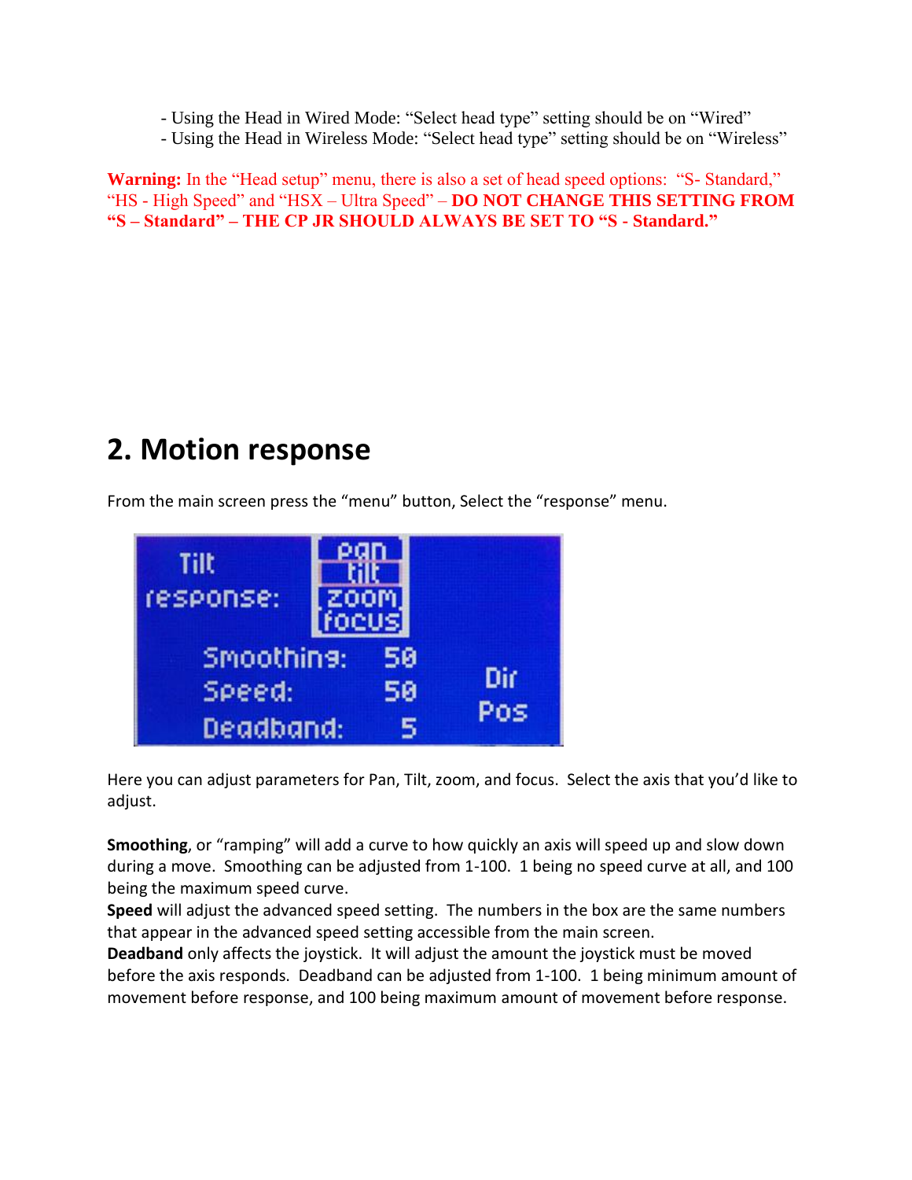- Using the Head in Wired Mode: "Select head type" setting should be on "Wired"
- Using the Head in Wireless Mode: "Select head type" setting should be on "Wireless"

**Warning:** In the "Head setup" menu, there is also a set of head speed options: "S- Standard," "HS - High Speed" and "HSX – Ultra Speed" – **DO NOT CHANGE THIS SETTING FROM "S – Standard" – THE CP JR SHOULD ALWAYS BE SET TO "S - Standard."**

## 2. Motion response

From the main screen press the "menu" button, Select the "response" menu.

Here you can adjust parameters for Pan, Tilt, zoom, and focus. Select the axis that you'd like to adjust.

**Smoothing**, or "ramping" will add a curve to how quickly an axis will speed up and slow down during a move. Smoothing can be adjusted from 1-100. 1 being no speed curve at all, and 100 being the maximum speed curve.
**Speed** will adjust the advanced speed setting. The numbers in the box are the same numbers that appear in the advanced speed setting accessible from the main screen.
**Deadband** only affects the joystick. It will adjust the amount the joystick must be moved before the axis responds. Deadband can be adjusted from 1-100. 1 being minimum amount of movement before response, and 100 being maximum amount of movement before response.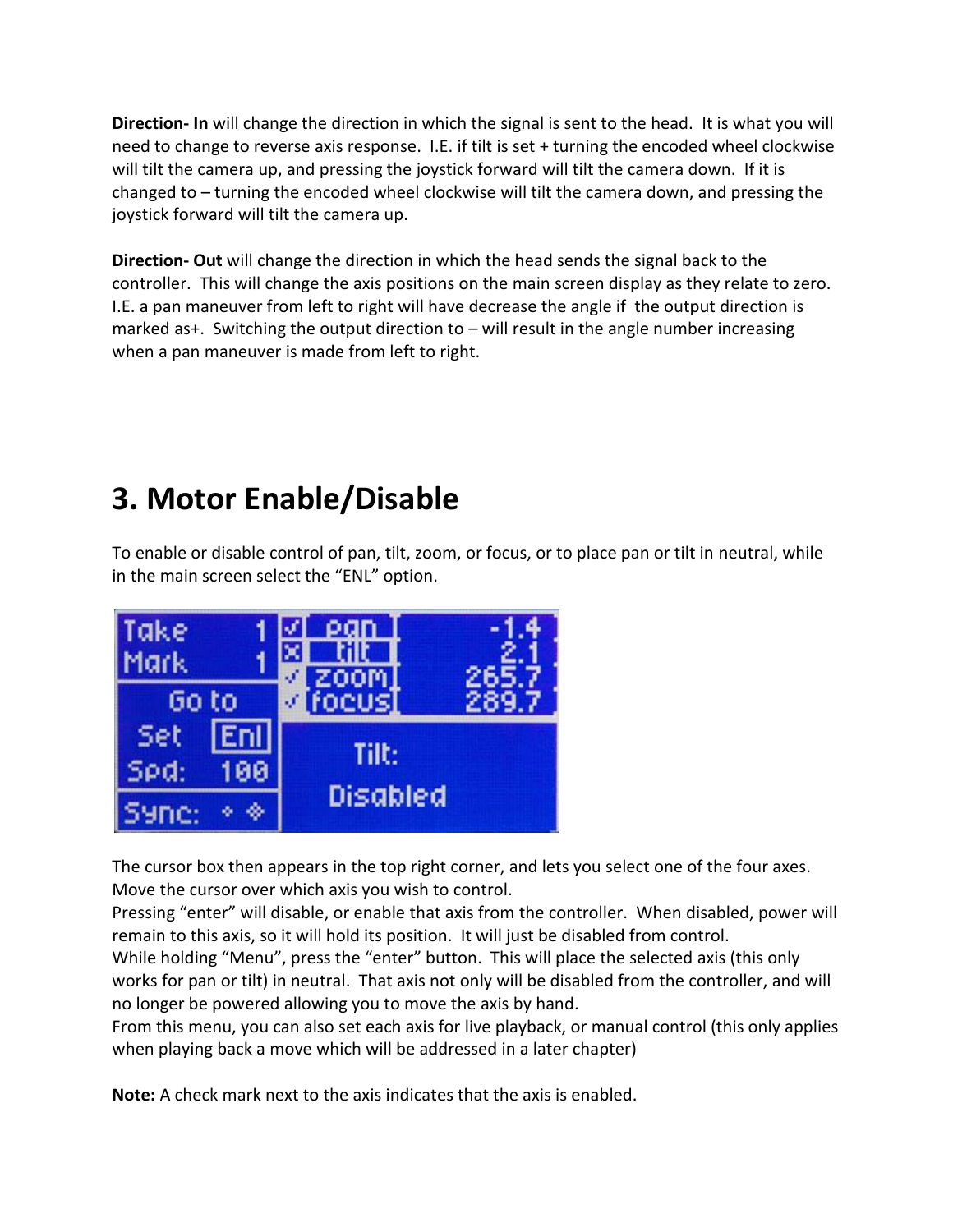**Direction- In** will change the direction in which the signal is sent to the head. It is what you will need to change to reverse axis response. I.E. if tilt is set + turning the encoded wheel clockwise will tilt the camera up, and pressing the joystick forward will tilt the camera down. If it is changed to – turning the encoded wheel clockwise will tilt the camera down, and pressing the joystick forward will tilt the camera up.

**Direction- Out** will change the direction in which the head sends the signal back to the controller. This will change the axis positions on the main screen display as they relate to zero. I.E. a pan maneuver from left to right will have decrease the angle if the output direction is marked as+. Switching the output direction to – will result in the angle number increasing when a pan maneuver is made from left to right.

# 3. Motor Enable/Disable

To enable or disable control of pan, tilt, zoom, or focus, or to place pan or tilt in neutral, while in the main screen select the "ENL" option.

The cursor box then appears in the top right corner, and lets you select one of the four axes. Move the cursor over which axis you wish to control.
Pressing "enter" will disable, or enable that axis from the controller. When disabled, power will remain to this axis, so it will hold its position. It will just be disabled from control.
While holding "Menu", press the "enter" button. This will place the selected axis (this only works for pan or tilt) in neutral. That axis not only will be disabled from the controller, and will no longer be powered allowing you to move the axis by hand.
From this menu, you can also set each axis for live playback, or manual control (this only applies when playing back a move which will be addressed in a later chapter)

**Note:** A check mark next to the axis indicates that the axis is enabled.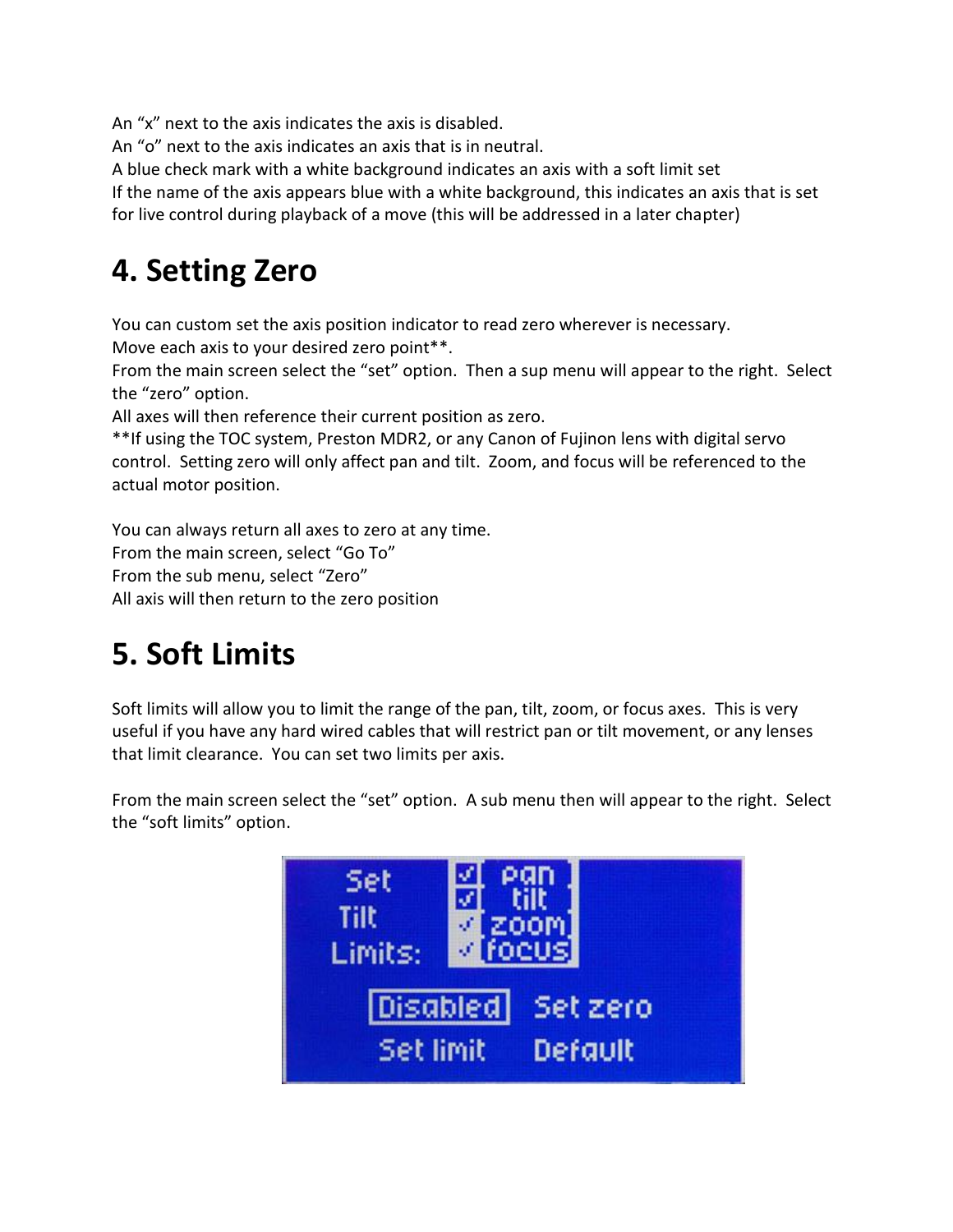An “x” next to the axis indicates the axis is disabled.
An “o” next to the axis indicates an axis that is in neutral.
A blue check mark with a white background indicates an axis with a soft limit set
If the name of the axis appears blue with a white background, this indicates an axis that is set for live control during playback of a move (this will be addressed in a later chapter)

# 4. Setting Zero

You can custom set the axis position indicator to read zero wherever is necessary.
Move each axis to your desired zero point**.
From the main screen select the “set” option. Then a sup menu will appear to the right. Select the “zero” option.
All axes will then reference their current position as zero.
**If using the TOC system, Preston MDR2, or any Canon of Fujinon lens with digital servo control. Setting zero will only affect pan and tilt. Zoom, and focus will be referenced to the actual motor position.

You can always return all axes to zero at any time.
From the main screen, select “Go To”
From the sub menu, select “Zero”
All axis will then return to the zero position

# 5. Soft Limits

Soft limits will allow you to limit the range of the pan, tilt, zoom, or focus axes. This is very useful if you have any hard wired cables that will restrict pan or tilt movement, or any lenses that limit clearance. You can set two limits per axis.

From the main screen select the “set” option. A sub menu then will appear to the right. Select the “soft limits” option.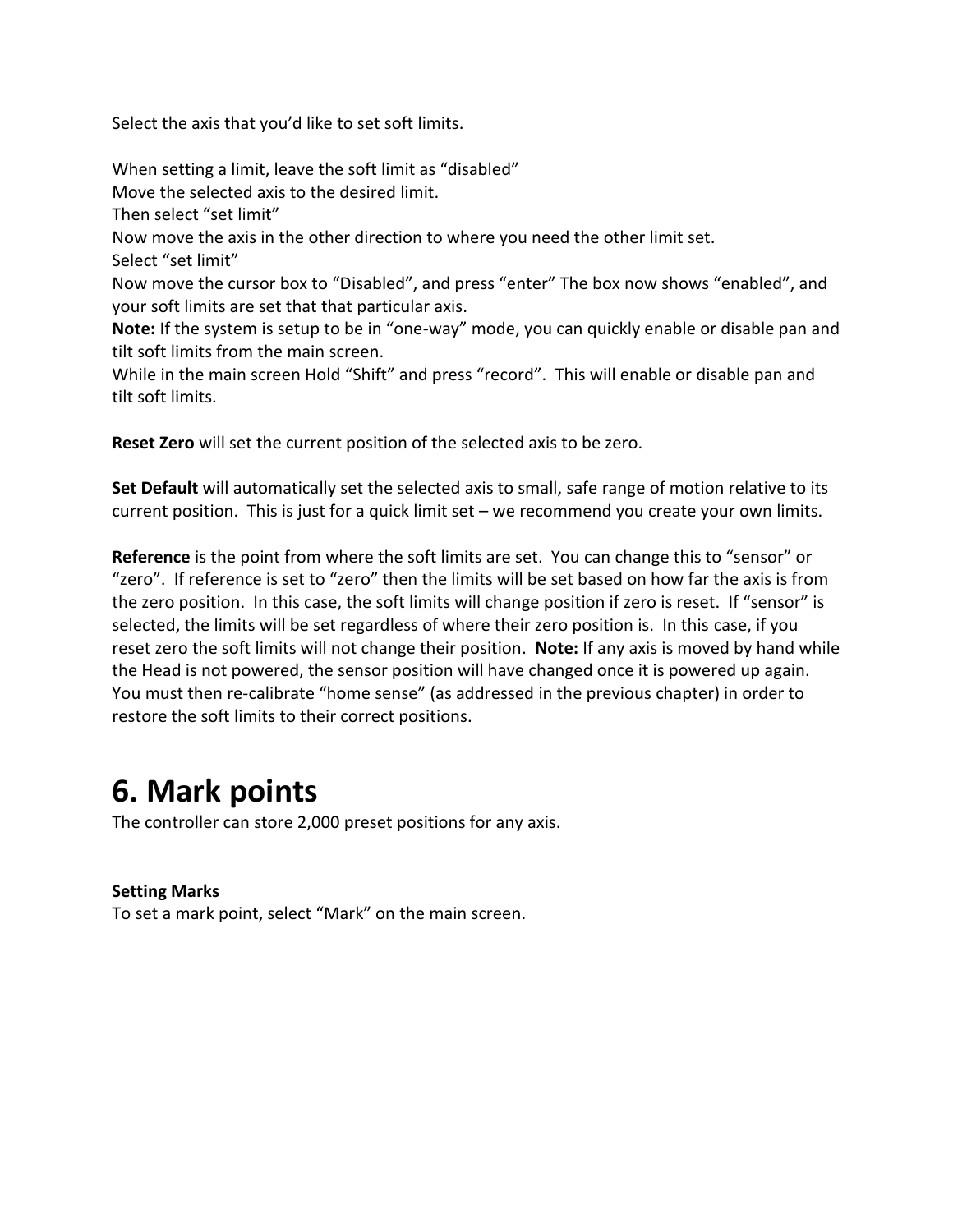Select the axis that you'd like to set soft limits.

When setting a limit, leave the soft limit as "disabled"
Move the selected axis to the desired limit.
Then select "set limit"
Now move the axis in the other direction to where you need the other limit set.
Select "set limit"
Now move the cursor box to "Disabled", and press "enter" The box now shows "enabled", and your soft limits are set that that particular axis.
**Note:** If the system is setup to be in "one-way" mode, you can quickly enable or disable pan and tilt soft limits from the main screen.
While in the main screen Hold "Shift" and press "record". This will enable or disable pan and tilt soft limits.

**Reset Zero** will set the current position of the selected axis to be zero.

**Set Default** will automatically set the selected axis to small, safe range of motion relative to its current position. This is just for a quick limit set – we recommend you create your own limits.

**Reference** is the point from where the soft limits are set. You can change this to "sensor" or "zero". If reference is set to "zero" then the limits will be set based on how far the axis is from the zero position. In this case, the soft limits will change position if zero is reset. If "sensor" is selected, the limits will be set regardless of where their zero position is. In this case, if you reset zero the soft limits will not change their position. **Note:** If any axis is moved by hand while the Head is not powered, the sensor position will have changed once it is powered up again. You must then re-calibrate "home sense" (as addressed in the previous chapter) in order to restore the soft limits to their correct positions.

# 6. Mark points

The controller can store 2,000 preset positions for any axis.

**Setting Marks**
To set a mark point, select "Mark" on the main screen.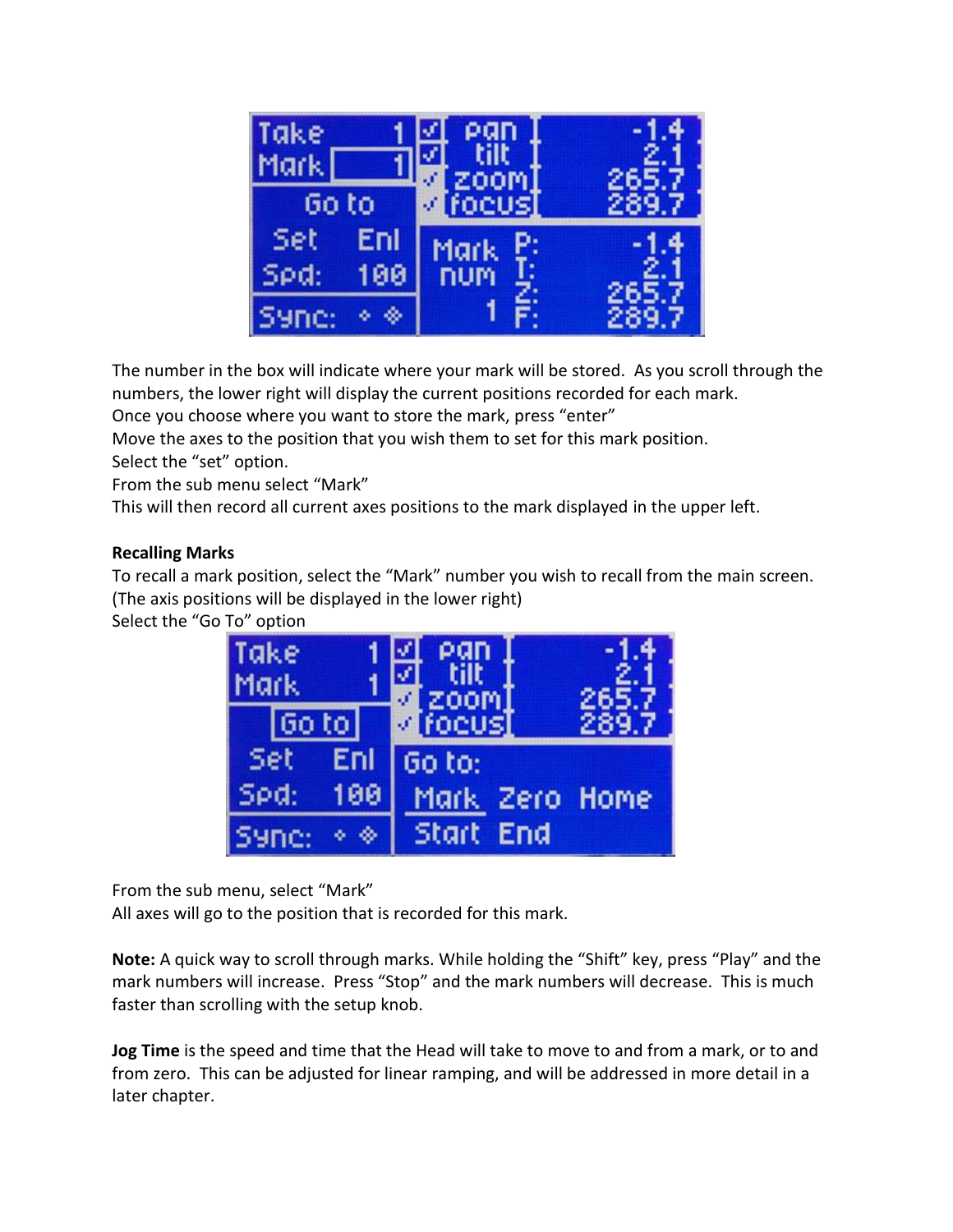The number in the box will indicate where your mark will be stored. As you scroll through the numbers, the lower right will display the current positions recorded for each mark.
Once you choose where you want to store the mark, press "enter"
Move the axes to the position that you wish them to set for this mark position.
Select the "set" option.
From the sub menu select "Mark"
This will then record all current axes positions to the mark displayed in the upper left.

**Recalling Marks**
To recall a mark position, select the "Mark" number you wish to recall from the main screen. (The axis positions will be displayed in the lower right)
Select the "Go To" option

From the sub menu, select "Mark"
All axes will go to the position that is recorded for this mark.

**Note:** A quick way to scroll through marks. While holding the "Shift" key, press "Play" and the mark numbers will increase. Press "Stop" and the mark numbers will decrease. This is much faster than scrolling with the setup knob.

**Jog Time** is the speed and time that the Head will take to move to and from a mark, or to and from zero. This can be adjusted for linear ramping, and will be addressed in more detail in a later chapter.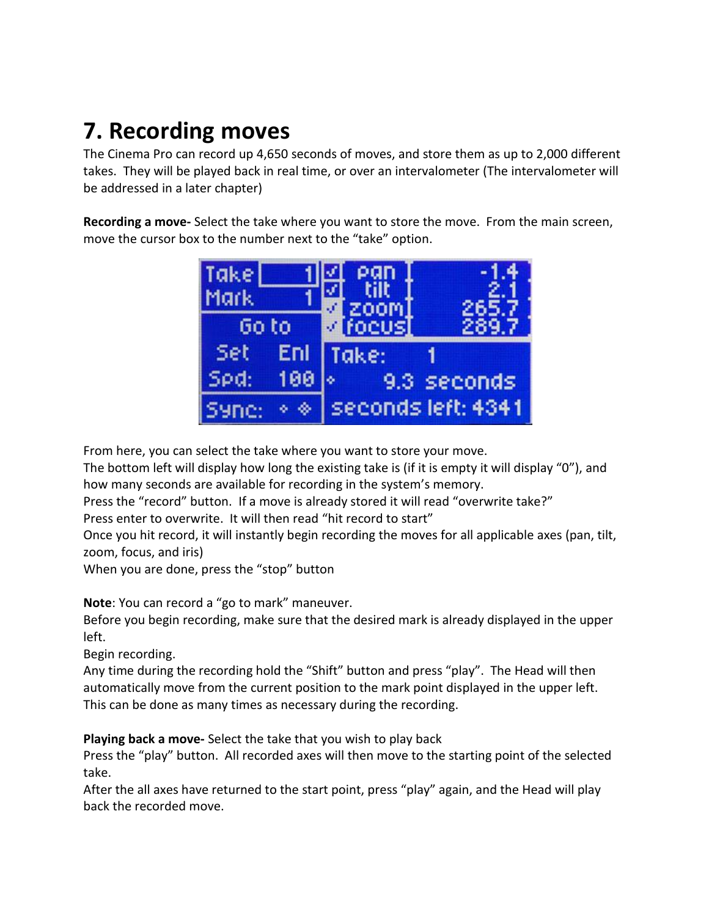# 7. Recording moves

The Cinema Pro can record up 4,650 seconds of moves, and store them as up to 2,000 different takes. They will be played back in real time, or over an intervalometer (The intervalometer will be addressed in a later chapter)

**Recording a move-** Select the take where you want to store the move. From the main screen, move the cursor box to the number next to the "take" option.

From here, you can select the take where you want to store your move.
The bottom left will display how long the existing take is (if it is empty it will display "0"), and how many seconds are available for recording in the system's memory.
Press the "record" button. If a move is already stored it will read "overwrite take?"
Press enter to overwrite. It will then read "hit record to start"
Once you hit record, it will instantly begin recording the moves for all applicable axes (pan, tilt, zoom, focus, and iris)
When you are done, press the "stop" button

**Note**: You can record a "go to mark" maneuver.
Before you begin recording, make sure that the desired mark is already displayed in the upper left.
Begin recording.
Any time during the recording hold the "Shift" button and press "play". The Head will then automatically move from the current position to the mark point displayed in the upper left.
This can be done as many times as necessary during the recording.

**Playing back a move-** Select the take that you wish to play back
Press the "play" button. All recorded axes will then move to the starting point of the selected take.
After the all axes have returned to the start point, press "play" again, and the Head will play back the recorded move.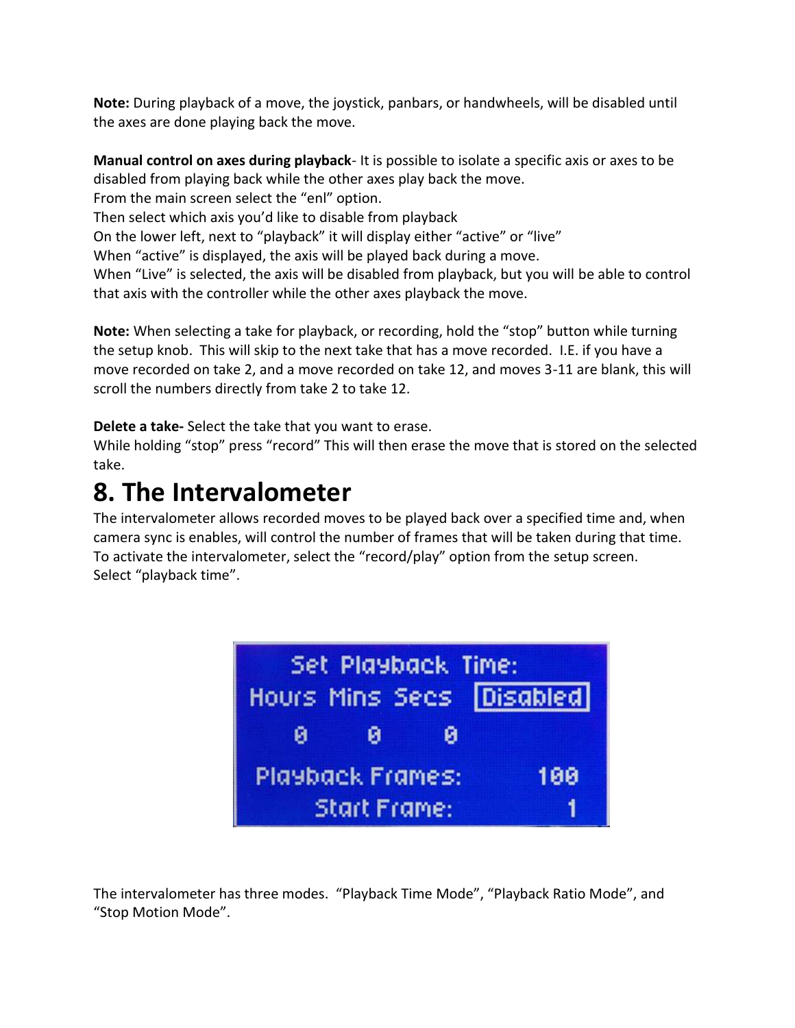**Note:** During playback of a move, the joystick, panbars, or handwheels, will be disabled until the axes are done playing back the move.

**Manual control on axes during playback**- It is possible to isolate a specific axis or axes to be disabled from playing back while the other axes play back the move.
From the main screen select the "enl" option.
Then select which axis you'd like to disable from playback
On the lower left, next to "playback" it will display either "active" or "live"
When "active" is displayed, the axis will be played back during a move.
When "Live" is selected, the axis will be disabled from playback, but you will be able to control that axis with the controller while the other axes playback the move.

**Note:** When selecting a take for playback, or recording, hold the "stop" button while turning the setup knob. This will skip to the next take that has a move recorded. I.E. if you have a move recorded on take 2, and a move recorded on take 12, and moves 3-11 are blank, this will scroll the numbers directly from take 2 to take 12.

**Delete a take-** Select the take that you want to erase.
While holding "stop" press "record" This will then erase the move that is stored on the selected take.

# 8. The Intervalometer

The intervalometer allows recorded moves to be played back over a specified time and, when camera sync is enables, will control the number of frames that will be taken during that time.
To activate the intervalometer, select the "record/play" option from the setup screen.
Select "playback time".

Set Playback Time:
Hours Mins Secs Disabled
0 0 0
Playback Frames: 100
Start Frame: 1

The intervalometer has three modes. "Playback Time Mode", "Playback Ratio Mode", and "Stop Motion Mode".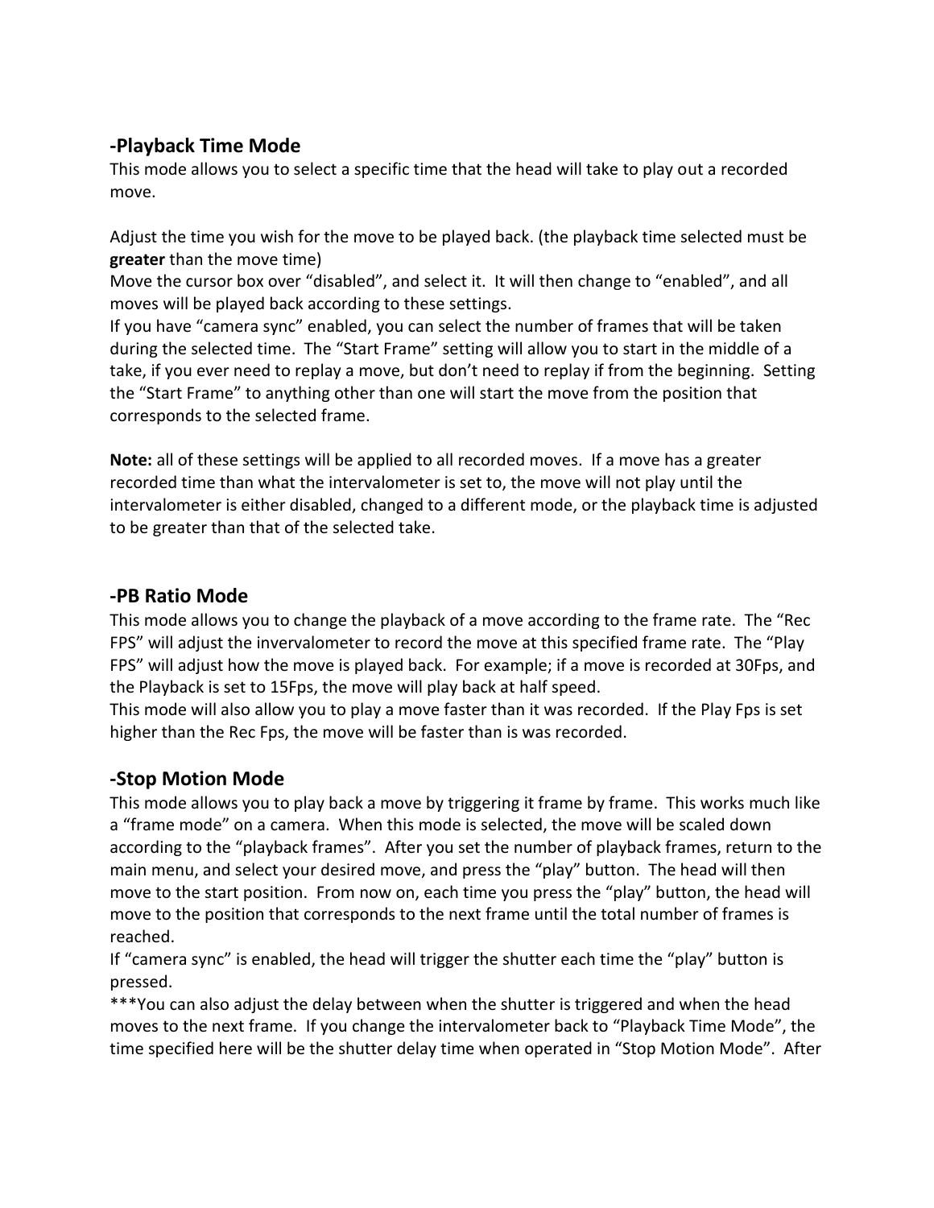## -Playback Time Mode

This mode allows you to select a specific time that the head will take to play out a recorded move.

Adjust the time you wish for the move to be played back. (the playback time selected must be **greater** than the move time)
Move the cursor box over “disabled”, and select it. It will then change to “enabled”, and all moves will be played back according to these settings.
If you have “camera sync” enabled, you can select the number of frames that will be taken during the selected time. The “Start Frame” setting will allow you to start in the middle of a take, if you ever need to replay a move, but don’t need to replay if from the beginning. Setting the “Start Frame” to anything other than one will start the move from the position that corresponds to the selected frame.

**Note:** all of these settings will be applied to all recorded moves. If a move has a greater recorded time than what the intervalometer is set to, the move will not play until the intervalometer is either disabled, changed to a different mode, or the playback time is adjusted to be greater than that of the selected take.

## -PB Ratio Mode

This mode allows you to change the playback of a move according to the frame rate. The “Rec FPS” will adjust the invervalometer to record the move at this specified frame rate. The “Play FPS” will adjust how the move is played back. For example; if a move is recorded at 30Fps, and the Playback is set to 15Fps, the move will play back at half speed.
This mode will also allow you to play a move faster than it was recorded. If the Play Fps is set higher than the Rec Fps, the move will be faster than is was recorded.

## -Stop Motion Mode

This mode allows you to play back a move by triggering it frame by frame. This works much like a “frame mode” on a camera. When this mode is selected, the move will be scaled down according to the “playback frames”. After you set the number of playback frames, return to the main menu, and select your desired move, and press the “play” button. The head will then move to the start position. From now on, each time you press the “play” button, the head will move to the position that corresponds to the next frame until the total number of frames is reached.
If “camera sync” is enabled, the head will trigger the shutter each time the “play” button is pressed.
***You can also adjust the delay between when the shutter is triggered and when the head moves to the next frame. If you change the intervalometer back to “Playback Time Mode”, the time specified here will be the shutter delay time when operated in “Stop Motion Mode”. After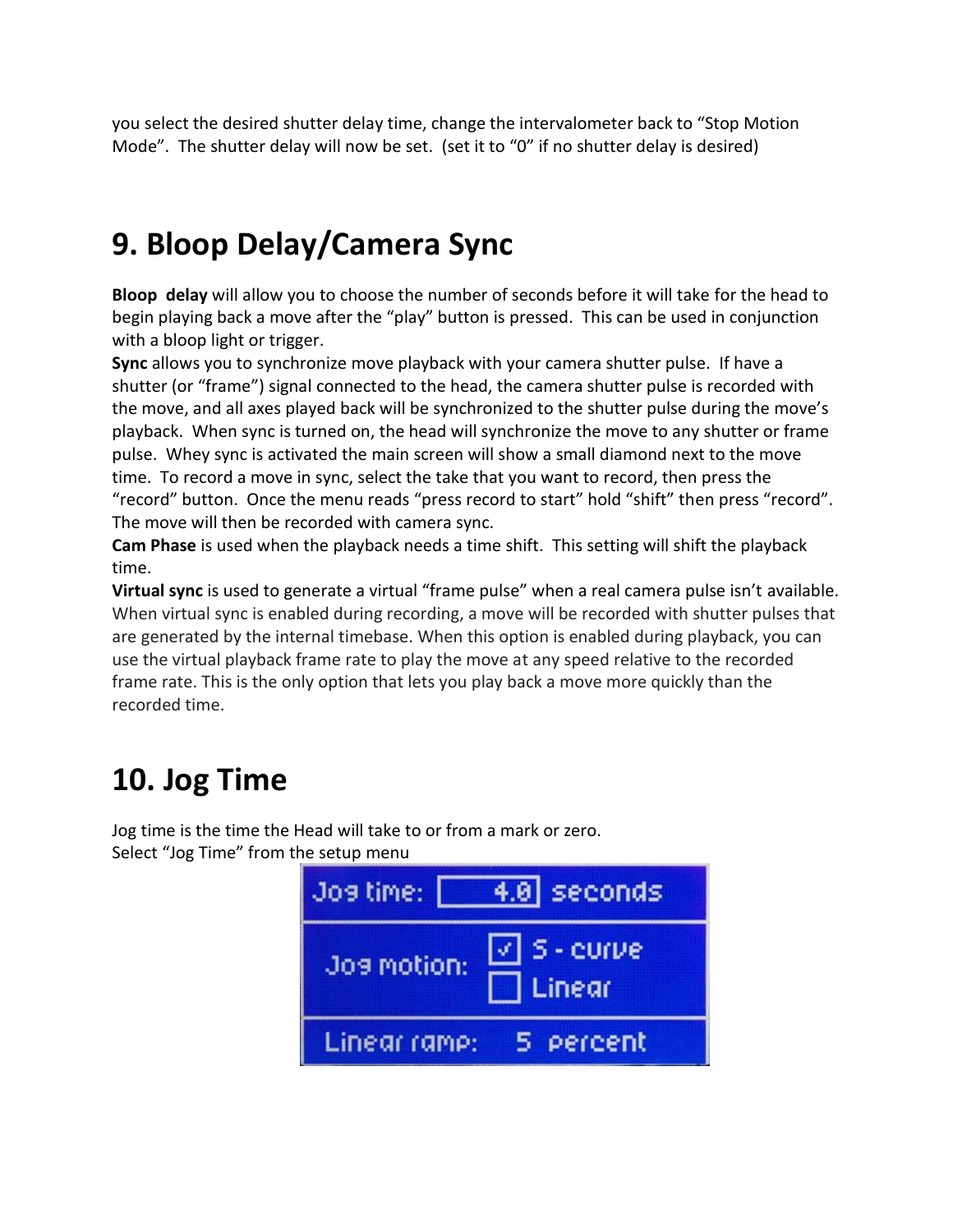you select the desired shutter delay time, change the intervalometer back to "Stop Motion Mode". The shutter delay will now be set. (set it to "0" if no shutter delay is desired)

# 9. Bloop Delay/Camera Sync

**Bloop delay** will allow you to choose the number of seconds before it will take for the head to begin playing back a move after the "play" button is pressed. This can be used in conjunction with a bloop light or trigger.

**Sync** allows you to synchronize move playback with your camera shutter pulse. If have a shutter (or "frame") signal connected to the head, the camera shutter pulse is recorded with the move, and all axes played back will be synchronized to the shutter pulse during the move's playback. When sync is turned on, the head will synchronize the move to any shutter or frame pulse. Whey sync is activated the main screen will show a small diamond next to the move time. To record a move in sync, select the take that you want to record, then press the "record" button. Once the menu reads "press record to start" hold "shift" then press "record". The move will then be recorded with camera sync.

**Cam Phase** is used when the playback needs a time shift. This setting will shift the playback time.

**Virtual sync** is used to generate a virtual "frame pulse" when a real camera pulse isn't available. When virtual sync is enabled during recording, a move will be recorded with shutter pulses that are generated by the internal timebase. When this option is enabled during playback, you can use the virtual playback frame rate to play the move at any speed relative to the recorded frame rate. This is the only option that lets you play back a move more quickly than the recorded time.

# 10. Jog Time

Jog time is the time the Head will take to or from a mark or zero.
Select "Jog Time" from the setup menu

Jog time: 4.0 seconds

Jog motion: ☑ S - curve ☐ Linear

Linear ramp: 5 percent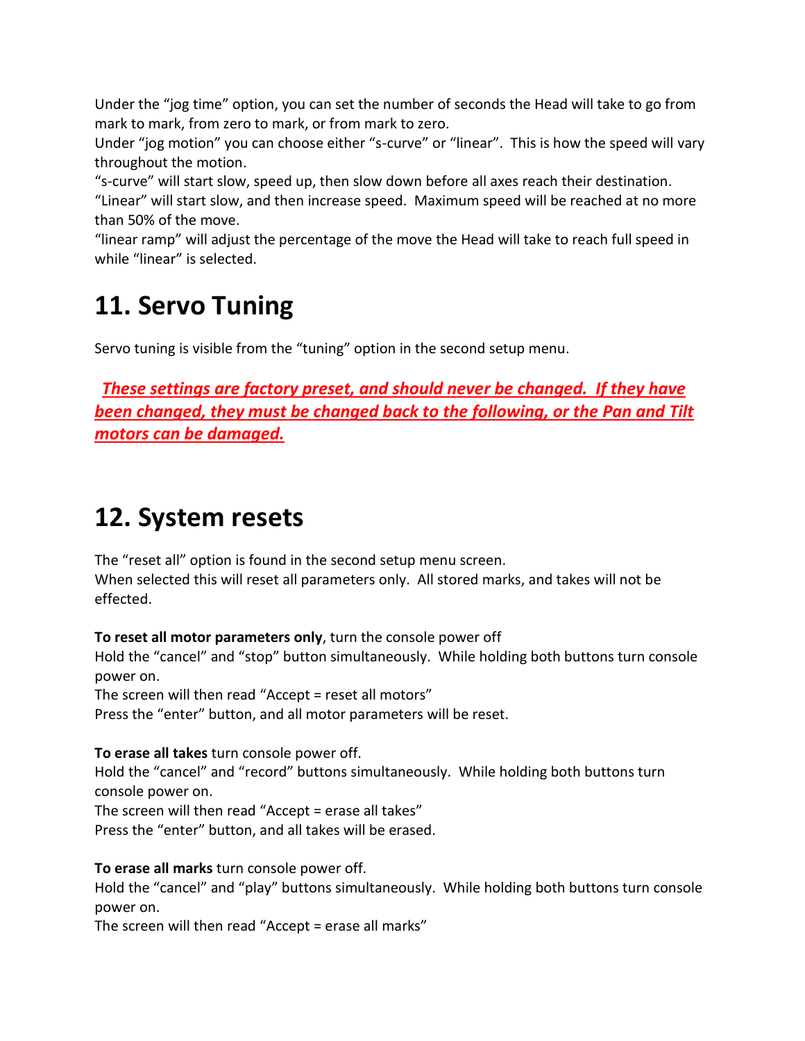Under the “jog time” option, you can set the number of seconds the Head will take to go from mark to mark, from zero to mark, or from mark to zero.
Under “jog motion” you can choose either “s-curve” or “linear”. This is how the speed will vary throughout the motion.
“s-curve” will start slow, speed up, then slow down before all axes reach their destination.
“Linear” will start slow, and then increase speed. Maximum speed will be reached at no more than 50% of the move.
“linear ramp” will adjust the percentage of the move the Head will take to reach full speed in while “linear” is selected.

# 11. Servo Tuning

Servo tuning is visible from the “tuning” option in the second setup menu.

***These settings are factory preset, and should never be changed. If they have been changed, they must be changed back to the following, or the Pan and Tilt motors can be damaged.***

# 12. System resets

The “reset all” option is found in the second setup menu screen.
When selected this will reset all parameters only. All stored marks, and takes will not be effected.

**To reset all motor parameters only**, turn the console power off
Hold the “cancel” and “stop” button simultaneously. While holding both buttons turn console power on.
The screen will then read “Accept = reset all motors”
Press the “enter” button, and all motor parameters will be reset.

**To erase all takes** turn console power off.
Hold the “cancel” and “record” buttons simultaneously. While holding both buttons turn console power on.
The screen will then read “Accept = erase all takes”
Press the “enter” button, and all takes will be erased.

**To erase all marks** turn console power off.
Hold the “cancel” and “play” buttons simultaneously. While holding both buttons turn console power on.
The screen will then read “Accept = erase all marks”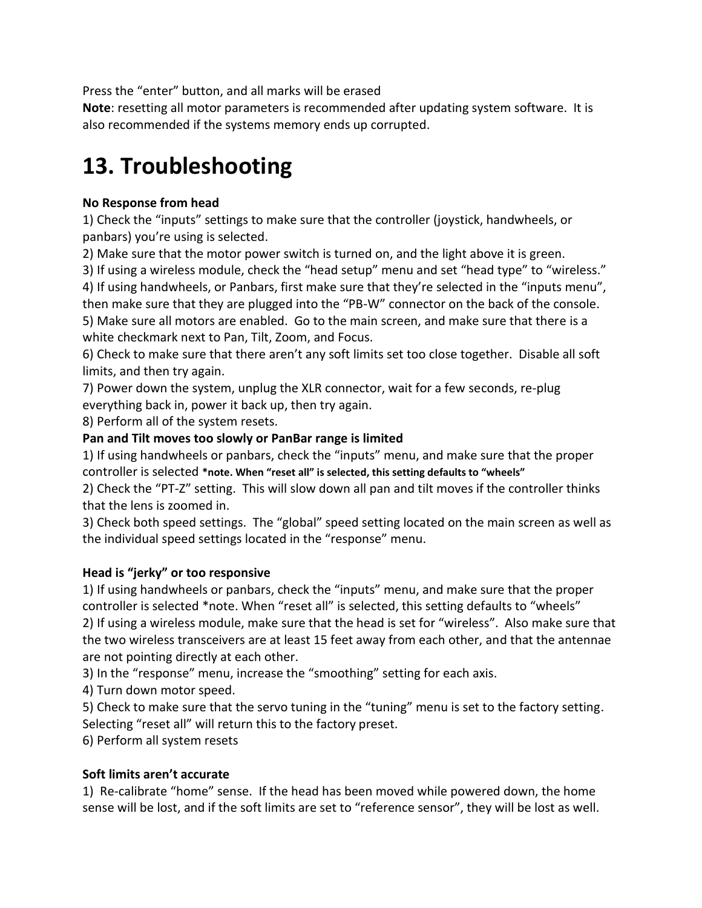Press the “enter” button, and all marks will be erased

**Note**: resetting all motor parameters is recommended after updating system software. It is also recommended if the systems memory ends up corrupted.

# 13. Troubleshooting

**No Response from head**

1) Check the “inputs” settings to make sure that the controller (joystick, handwheels, or panbars) you’re using is selected.
2) Make sure that the motor power switch is turned on, and the light above it is green.
3) If using a wireless module, check the “head setup” menu and set “head type” to “wireless.”
4) If using handwheels, or Panbars, first make sure that they’re selected in the “inputs menu”, then make sure that they are plugged into the “PB-W” connector on the back of the console.
5) Make sure all motors are enabled. Go to the main screen, and make sure that there is a white checkmark next to Pan, Tilt, Zoom, and Focus.
6) Check to make sure that there aren’t any soft limits set too close together. Disable all soft limits, and then try again.
7) Power down the system, unplug the XLR connector, wait for a few seconds, re-plug everything back in, power it back up, then try again.
8) Perform all of the system resets.

**Pan and Tilt moves too slowly or PanBar range is limited**

1) If using handwheels or panbars, check the “inputs” menu, and make sure that the proper controller is selected **\*note. When “reset all” is selected, this setting defaults to “wheels”**
2) Check the “PT-Z” setting. This will slow down all pan and tilt moves if the controller thinks that the lens is zoomed in.
3) Check both speed settings. The “global” speed setting located on the main screen as well as the individual speed settings located in the “response” menu.

**Head is “jerky” or too responsive**

1) If using handwheels or panbars, check the “inputs” menu, and make sure that the proper controller is selected *note. When “reset all” is selected, this setting defaults to “wheels”
2) If using a wireless module, make sure that the head is set for “wireless”. Also make sure that the two wireless transceivers are at least 15 feet away from each other, and that the antennae are not pointing directly at each other.
3) In the “response” menu, increase the “smoothing” setting for each axis.
4) Turn down motor speed.
5) Check to make sure that the servo tuning in the “tuning” menu is set to the factory setting. Selecting “reset all” will return this to the factory preset.
6) Perform all system resets

**Soft limits aren’t accurate**

1) Re-calibrate “home” sense. If the head has been moved while powered down, the home sense will be lost, and if the soft limits are set to “reference sensor”, they will be lost as well.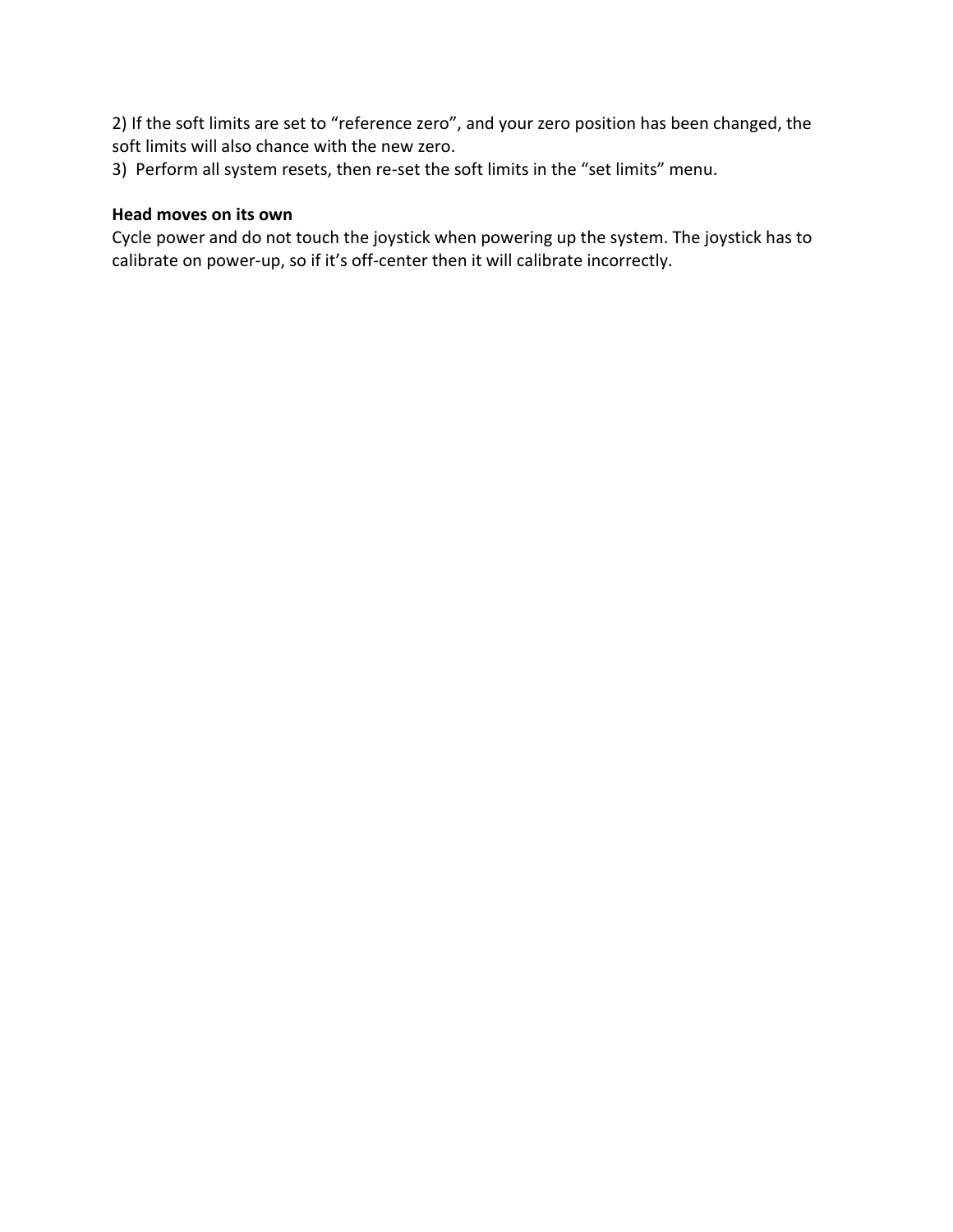2) If the soft limits are set to “reference zero”, and your zero position has been changed, the soft limits will also chance with the new zero.
3) Perform all system resets, then re-set the soft limits in the “set limits” menu.

**Head moves on its own**

Cycle power and do not touch the joystick when powering up the system. The joystick has to calibrate on power-up, so if it’s off-center then it will calibrate incorrectly.